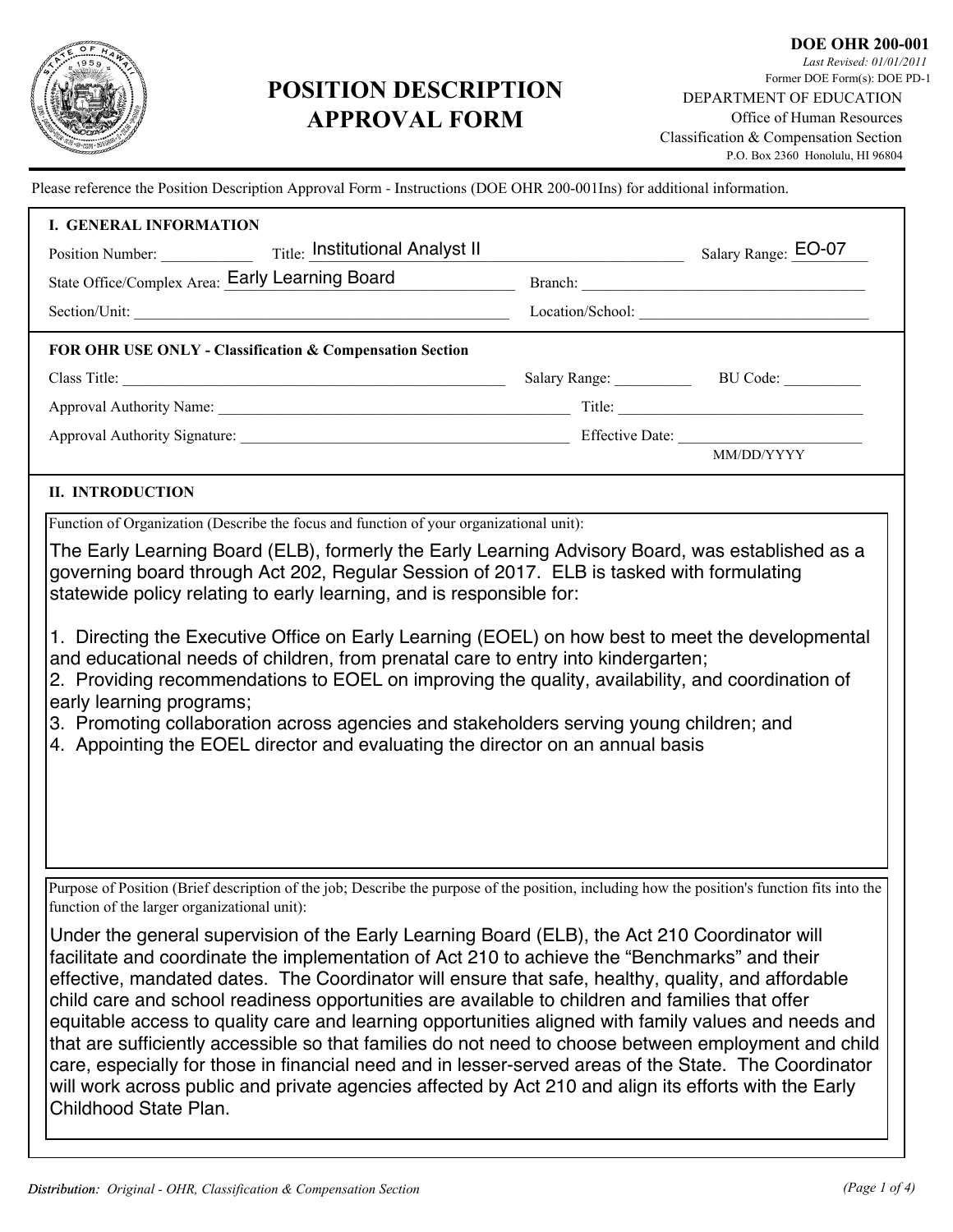DOE OHR 200-001
*Last Revised: 01/01/2011*
Former DOE Form(s): DOE PD-1

# POSITION DESCRIPTION APPROVAL FORM

DEPARTMENT OF EDUCATION
Office of Human Resources
Classification & Compensation Section
P.O. Box 2360 Honolulu, HI 96804

Please reference the Position Description Approval Form - Instructions (DOE OHR 200-001Ins) for additional information.

## I. GENERAL INFORMATION

Position Number: ____________ Title: Institutional Analyst II Salary Range: EO-07

State Office/Complex Area: Early Learning Board Branch: ____________

Section/Unit: ____________ Location/School: ____________

**FOR OHR USE ONLY - Classification & Compensation Section**

Class Title: ____________ Salary Range: ____________ BU Code: ____________

Approval Authority Name: ____________ Title: ____________

Approval Authority Signature: ____________ Effective Date: ____________ (MM/DD/YYYY)

## II. INTRODUCTION

Function of Organization (Describe the focus and function of your organizational unit):

The Early Learning Board (ELB), formerly the Early Learning Advisory Board, was established as a governing board through Act 202, Regular Session of 2017. ELB is tasked with formulating statewide policy relating to early learning, and is responsible for:

1. Directing the Executive Office on Early Learning (EOEL) on how best to meet the developmental and educational needs of children, from prenatal care to entry into kindergarten;
2. Providing recommendations to EOEL on improving the quality, availability, and coordination of early learning programs;
3. Promoting collaboration across agencies and stakeholders serving young children; and
4. Appointing the EOEL director and evaluating the director on an annual basis

Purpose of Position (Brief description of the job; Describe the purpose of the position, including how the position's function fits into the function of the larger organizational unit):

Under the general supervision of the Early Learning Board (ELB), the Act 210 Coordinator will facilitate and coordinate the implementation of Act 210 to achieve the “Benchmarks” and their effective, mandated dates. The Coordinator will ensure that safe, healthy, quality, and affordable child care and school readiness opportunities are available to children and families that offer equitable access to quality care and learning opportunities aligned with family values and needs and that are sufficiently accessible so that families do not need to choose between employment and child care, especially for those in financial need and in lesser-served areas of the State. The Coordinator will work across public and private agencies affected by Act 210 and align its efforts with the Early Childhood State Plan.

*Distribution: Original - OHR, Classification & Compensation Section*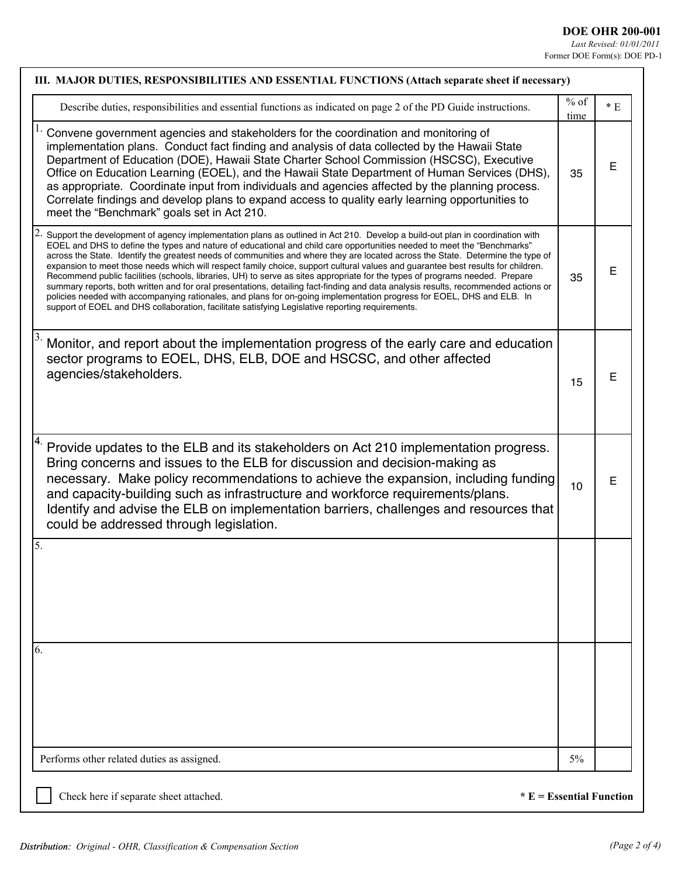**DOE OHR 200-001**
*Last Revised: 01/01/2011*
Former DOE Form(s): DOE PD-1

## III. MAJOR DUTIES, RESPONSIBILITIES AND ESSENTIAL FUNCTIONS (Attach separate sheet if necessary)

| Describe duties, responsibilities and essential functions as indicated on page 2 of the PD Guide instructions. | % of time | * E |
|---|---|---|
| 1. Convene government agencies and stakeholders for the coordination and monitoring of implementation plans. Conduct fact finding and analysis of data collected by the Hawaii State Department of Education (DOE), Hawaii State Charter School Commission (HSCSC), Executive Office on Education Learning (EOEL), and the Hawaii State Department of Human Services (DHS), as appropriate. Coordinate input from individuals and agencies affected by the planning process. Correlate findings and develop plans to expand access to quality early learning opportunities to meet the "Benchmark" goals set in Act 210. | 35 | E |
| 2. Support the development of agency implementation plans as outlined in Act 210. Develop a build-out plan in coordination with EOEL and DHS to define the types and nature of educational and child care opportunities needed to meet the "Benchmarks" across the State. Identify the greatest needs of communities and where they are located across the State. Determine the type of expansion to meet those needs which will respect family choice, support cultural values and guarantee best results for children. Recommend public facilities (schools, libraries, UH) to serve as sites appropriate for the types of programs needed. Prepare summary reports, both written and for oral presentations, detailing fact-finding and data analysis results, recommended actions or policies needed with accompanying rationales, and plans for on-going implementation progress for EOEL, DHS and ELB. In support of EOEL and DHS collaboration, facilitate satisfying Legislative reporting requirements. | 35 | E |
| 3. Monitor, and report about the implementation progress of the early care and education sector programs to EOEL, DHS, ELB, DOE and HSCSC, and other affected agencies/stakeholders. | 15 | E |
| 4. Provide updates to the ELB and its stakeholders on Act 210 implementation progress. Bring concerns and issues to the ELB for discussion and decision-making as necessary. Make policy recommendations to achieve the expansion, including funding and capacity-building such as infrastructure and workforce requirements/plans. Identify and advise the ELB on implementation barriers, challenges and resources that could be addressed through legislation. | 10 | E |
| 5. | | |
| 6. | | |
| Performs other related duties as assigned. | 5% | |

☐ Check here if separate sheet attached.

**\* E = Essential Function**

*Distribution: Original - OHR, Classification & Compensation Section*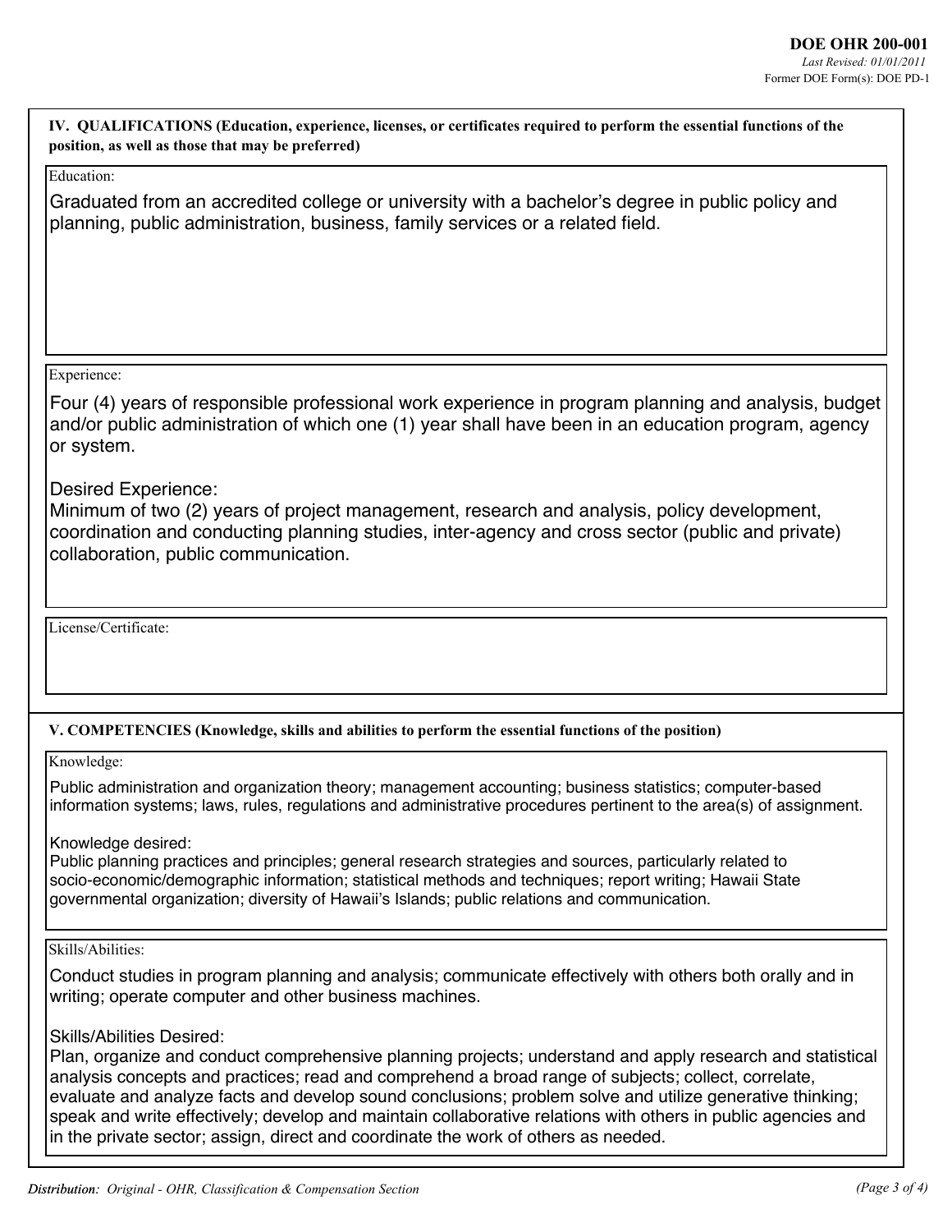## IV. QUALIFICATIONS (Education, experience, licenses, or certificates required to perform the essential functions of the position, as well as those that may be preferred)

Education:

Graduated from an accredited college or university with a bachelor's degree in public policy and planning, public administration, business, family services or a related field.

Experience:

Four (4) years of responsible professional work experience in program planning and analysis, budget and/or public administration of which one (1) year shall have been in an education program, agency or system.

Desired Experience:
Minimum of two (2) years of project management, research and analysis, policy development, coordination and conducting planning studies, inter-agency and cross sector (public and private) collaboration, public communication.

License/Certificate:

## V. COMPETENCIES (Knowledge, skills and abilities to perform the essential functions of the position)

Knowledge:

Public administration and organization theory; management accounting; business statistics; computer-based information systems; laws, rules, regulations and administrative procedures pertinent to the area(s) of assignment.

Knowledge desired:
Public planning practices and principles; general research strategies and sources, particularly related to socio-economic/demographic information; statistical methods and techniques; report writing; Hawaii State governmental organization; diversity of Hawaii's Islands; public relations and communication.

Skills/Abilities:

Conduct studies in program planning and analysis; communicate effectively with others both orally and in writing; operate computer and other business machines.

Skills/Abilities Desired:
Plan, organize and conduct comprehensive planning projects; understand and apply research and statistical analysis concepts and practices; read and comprehend a broad range of subjects; collect, correlate, evaluate and analyze facts and develop sound conclusions; problem solve and utilize generative thinking; speak and write effectively; develop and maintain collaborative relations with others in public agencies and in the private sector; assign, direct and coordinate the work of others as needed.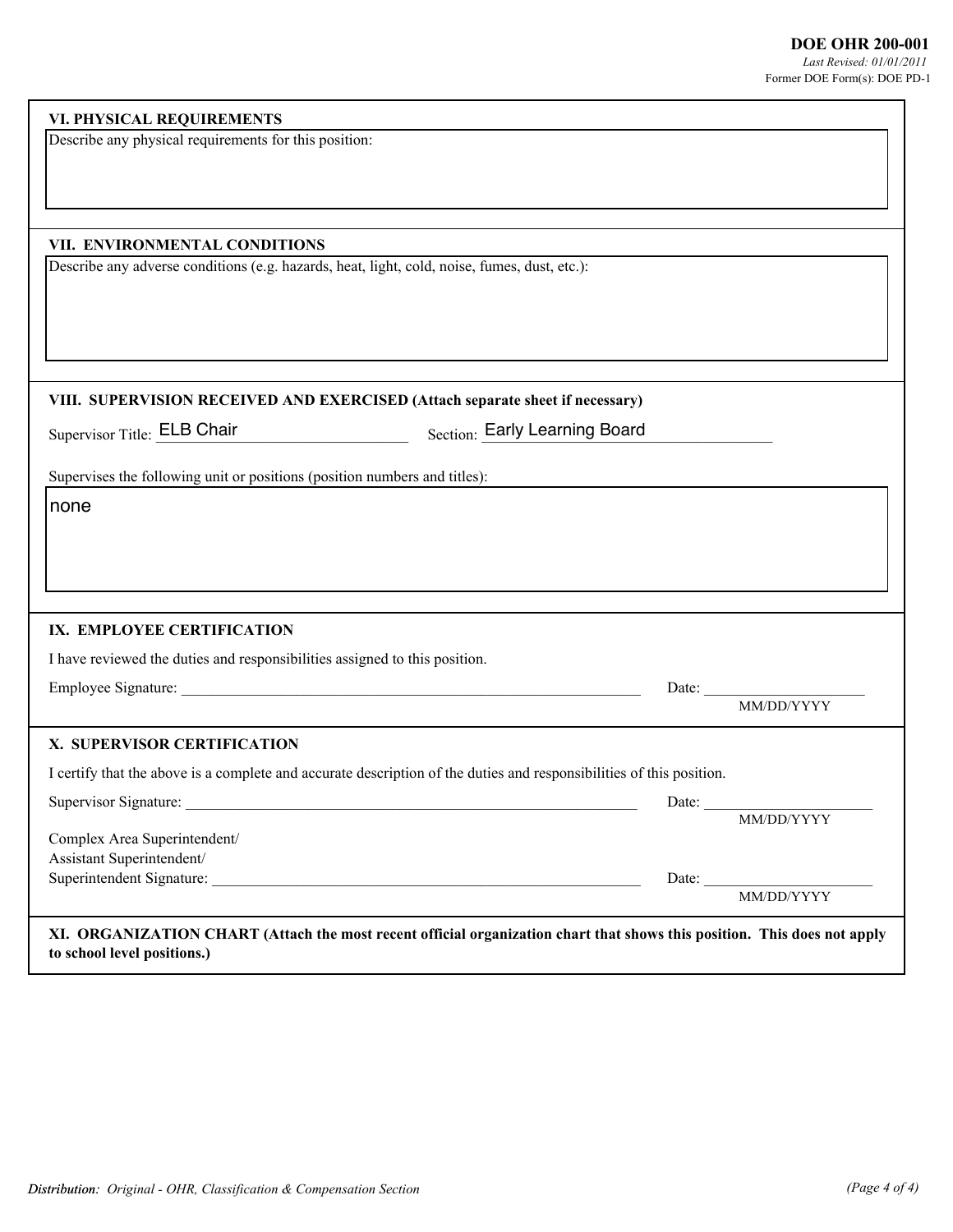## VI. PHYSICAL REQUIREMENTS

Describe any physical requirements for this position:

## VII. ENVIRONMENTAL CONDITIONS

Describe any adverse conditions (e.g. hazards, heat, light, cold, noise, fumes, dust, etc.):

## VIII. SUPERVISION RECEIVED AND EXERCISED (Attach separate sheet if necessary)

Supervisor Title: ELB Chair

Section: Early Learning Board

Supervises the following unit or positions (position numbers and titles):

none

## IX. EMPLOYEE CERTIFICATION

I have reviewed the duties and responsibilities assigned to this position.

Employee Signature: ______________________ Date: ____________ (MM/DD/YYYY)

## X. SUPERVISOR CERTIFICATION

I certify that the above is a complete and accurate description of the duties and responsibilities of this position.

Supervisor Signature: ______________________ Date: ____________ (MM/DD/YYYY)

Complex Area Superintendent/
Assistant Superintendent/
Superintendent Signature: ______________________ Date: ____________ (MM/DD/YYYY)

## XI. ORGANIZATION CHART (Attach the most recent official organization chart that shows this position. This does not apply to school level positions.)

*Distribution: Original - OHR, Classification & Compensation Section*